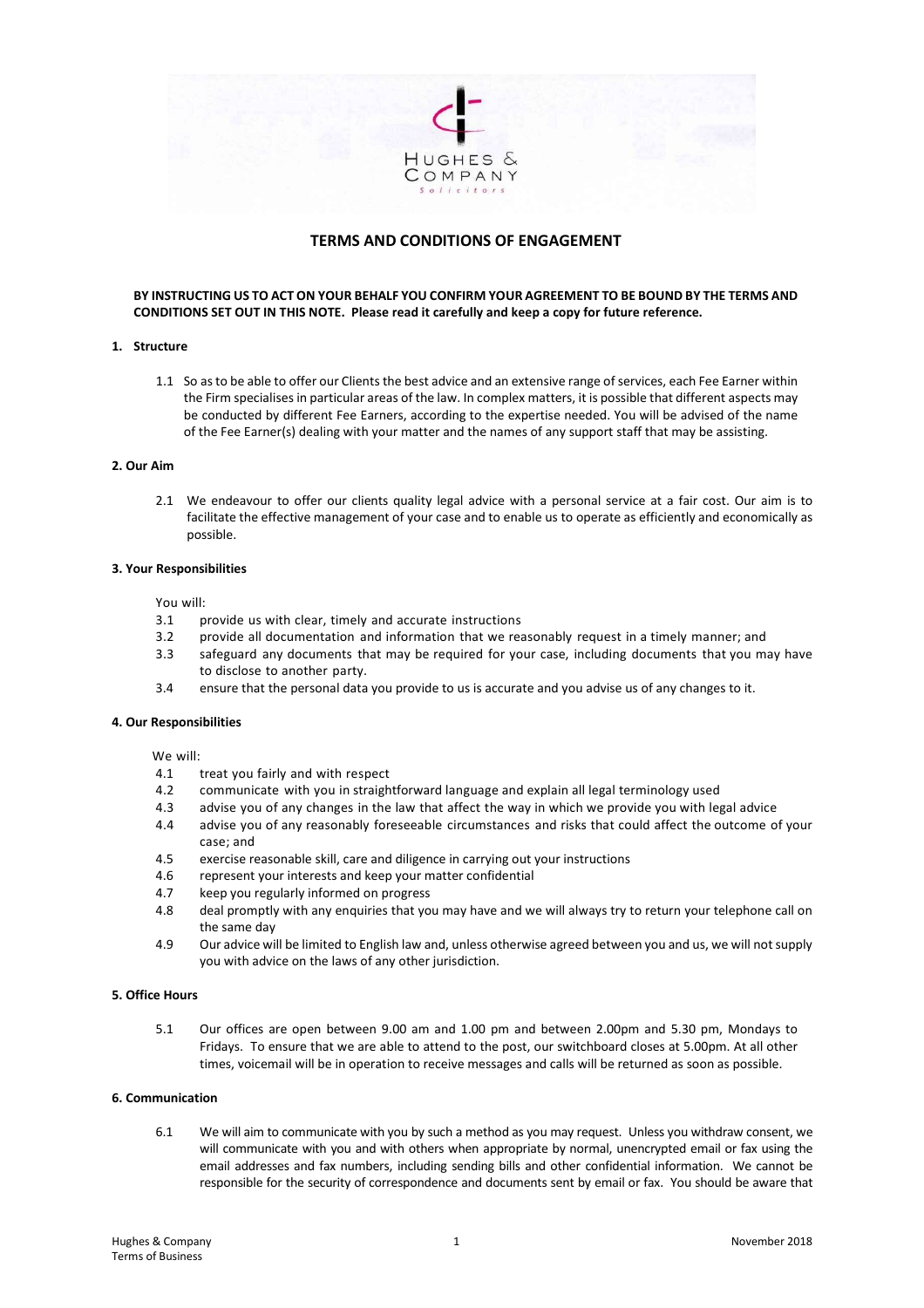Hughes & Company
Solicitors

# TERMS AND CONDITIONS OF ENGAGEMENT

**BY INSTRUCTING US TO ACT ON YOUR BEHALF YOU CONFIRM YOUR AGREEMENT TO BE BOUND BY THE TERMS AND CONDITIONS SET OUT IN THIS NOTE. Please read it carefully and keep a copy for future reference.**

## 1. Structure

1.1 So as to be able to offer our Clients the best advice and an extensive range of services, each Fee Earner within the Firm specialises in particular areas of the law. In complex matters, it is possible that different aspects may be conducted by different Fee Earners, according to the expertise needed. You will be advised of the name of the Fee Earner(s) dealing with your matter and the names of any support staff that may be assisting.

## 2. Our Aim

2.1 We endeavour to offer our clients quality legal advice with a personal service at a fair cost. Our aim is to facilitate the effective management of your case and to enable us to operate as efficiently and economically as possible.

## 3. Your Responsibilities

You will:

3.1 provide us with clear, timely and accurate instructions

3.2 provide all documentation and information that we reasonably request in a timely manner; and

3.3 safeguard any documents that may be required for your case, including documents that you may have to disclose to another party.

3.4 ensure that the personal data you provide to us is accurate and you advise us of any changes to it.

## 4. Our Responsibilities

We will:

4.1 treat you fairly and with respect

4.2 communicate with you in straightforward language and explain all legal terminology used

4.3 advise you of any changes in the law that affect the way in which we provide you with legal advice

4.4 advise you of any reasonably foreseeable circumstances and risks that could affect the outcome of your case; and

4.5 exercise reasonable skill, care and diligence in carrying out your instructions

4.6 represent your interests and keep your matter confidential

4.7 keep you regularly informed on progress

4.8 deal promptly with any enquiries that you may have and we will always try to return your telephone call on the same day

4.9 Our advice will be limited to English law and, unless otherwise agreed between you and us, we will not supply you with advice on the laws of any other jurisdiction.

## 5. Office Hours

5.1 Our offices are open between 9.00 am and 1.00 pm and between 2.00pm and 5.30 pm, Mondays to Fridays. To ensure that we are able to attend to the post, our switchboard closes at 5.00pm. At all other times, voicemail will be in operation to receive messages and calls will be returned as soon as possible.

## 6. Communication

6.1 We will aim to communicate with you by such a method as you may request. Unless you withdraw consent, we will communicate with you and with others when appropriate by normal, unencrypted email or fax using the email addresses and fax numbers, including sending bills and other confidential information. We cannot be responsible for the security of correspondence and documents sent by email or fax. You should be aware that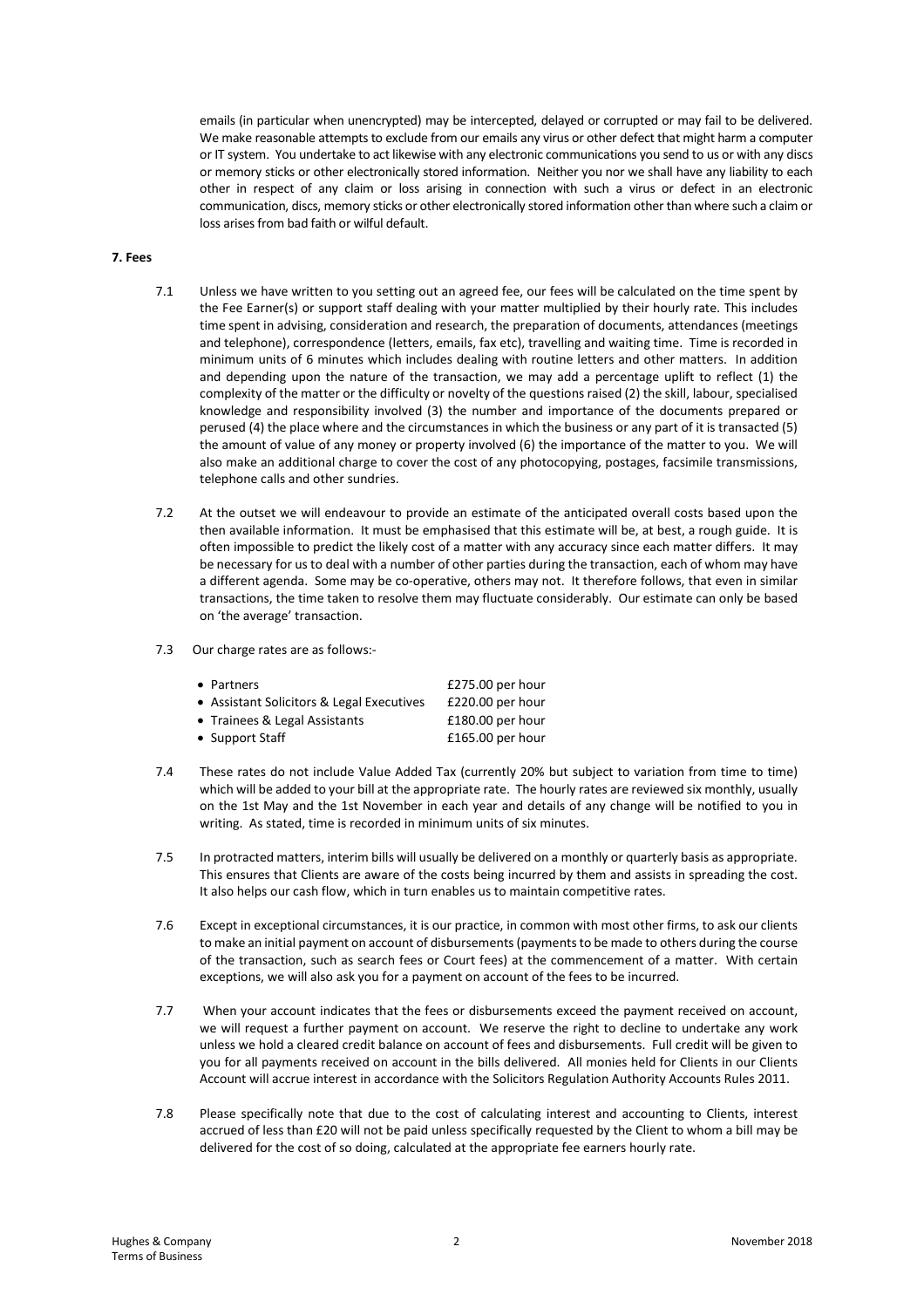emails (in particular when unencrypted) may be intercepted, delayed or corrupted or may fail to be delivered. We make reasonable attempts to exclude from our emails any virus or other defect that might harm a computer or IT system. You undertake to act likewise with any electronic communications you send to us or with any discs or memory sticks or other electronically stored information. Neither you nor we shall have any liability to each other in respect of any claim or loss arising in connection with such a virus or defect in an electronic communication, discs, memory sticks or other electronically stored information other than where such a claim or loss arises from bad faith or wilful default.

**7. Fees**

7.1 Unless we have written to you setting out an agreed fee, our fees will be calculated on the time spent by the Fee Earner(s) or support staff dealing with your matter multiplied by their hourly rate. This includes time spent in advising, consideration and research, the preparation of documents, attendances (meetings and telephone), correspondence (letters, emails, fax etc), travelling and waiting time. Time is recorded in minimum units of 6 minutes which includes dealing with routine letters and other matters. In addition and depending upon the nature of the transaction, we may add a percentage uplift to reflect (1) the complexity of the matter or the difficulty or novelty of the questions raised (2) the skill, labour, specialised knowledge and responsibility involved (3) the number and importance of the documents prepared or perused (4) the place where and the circumstances in which the business or any part of it is transacted (5) the amount of value of any money or property involved (6) the importance of the matter to you. We will also make an additional charge to cover the cost of any photocopying, postages, facsimile transmissions, telephone calls and other sundries.

7.2 At the outset we will endeavour to provide an estimate of the anticipated overall costs based upon the then available information. It must be emphasised that this estimate will be, at best, a rough guide. It is often impossible to predict the likely cost of a matter with any accuracy since each matter differs. It may be necessary for us to deal with a number of other parties during the transaction, each of whom may have a different agenda. Some may be co-operative, others may not. It therefore follows, that even in similar transactions, the time taken to resolve them may fluctuate considerably. Our estimate can only be based on 'the average' transaction.

7.3 Our charge rates are as follows:-

- Partners — £275.00 per hour
- Assistant Solicitors & Legal Executives — £220.00 per hour
- Trainees & Legal Assistants — £180.00 per hour
- Support Staff — £165.00 per hour

7.4 These rates do not include Value Added Tax (currently 20% but subject to variation from time to time) which will be added to your bill at the appropriate rate. The hourly rates are reviewed six monthly, usually on the 1st May and the 1st November in each year and details of any change will be notified to you in writing. As stated, time is recorded in minimum units of six minutes.

7.5 In protracted matters, interim bills will usually be delivered on a monthly or quarterly basis as appropriate. This ensures that Clients are aware of the costs being incurred by them and assists in spreading the cost. It also helps our cash flow, which in turn enables us to maintain competitive rates.

7.6 Except in exceptional circumstances, it is our practice, in common with most other firms, to ask our clients to make an initial payment on account of disbursements (payments to be made to others during the course of the transaction, such as search fees or Court fees) at the commencement of a matter. With certain exceptions, we will also ask you for a payment on account of the fees to be incurred.

7.7 When your account indicates that the fees or disbursements exceed the payment received on account, we will request a further payment on account. We reserve the right to decline to undertake any work unless we hold a cleared credit balance on account of fees and disbursements. Full credit will be given to you for all payments received on account in the bills delivered. All monies held for Clients in our Clients Account will accrue interest in accordance with the Solicitors Regulation Authority Accounts Rules 2011.

7.8 Please specifically note that due to the cost of calculating interest and accounting to Clients, interest accrued of less than £20 will not be paid unless specifically requested by the Client to whom a bill may be delivered for the cost of so doing, calculated at the appropriate fee earners hourly rate.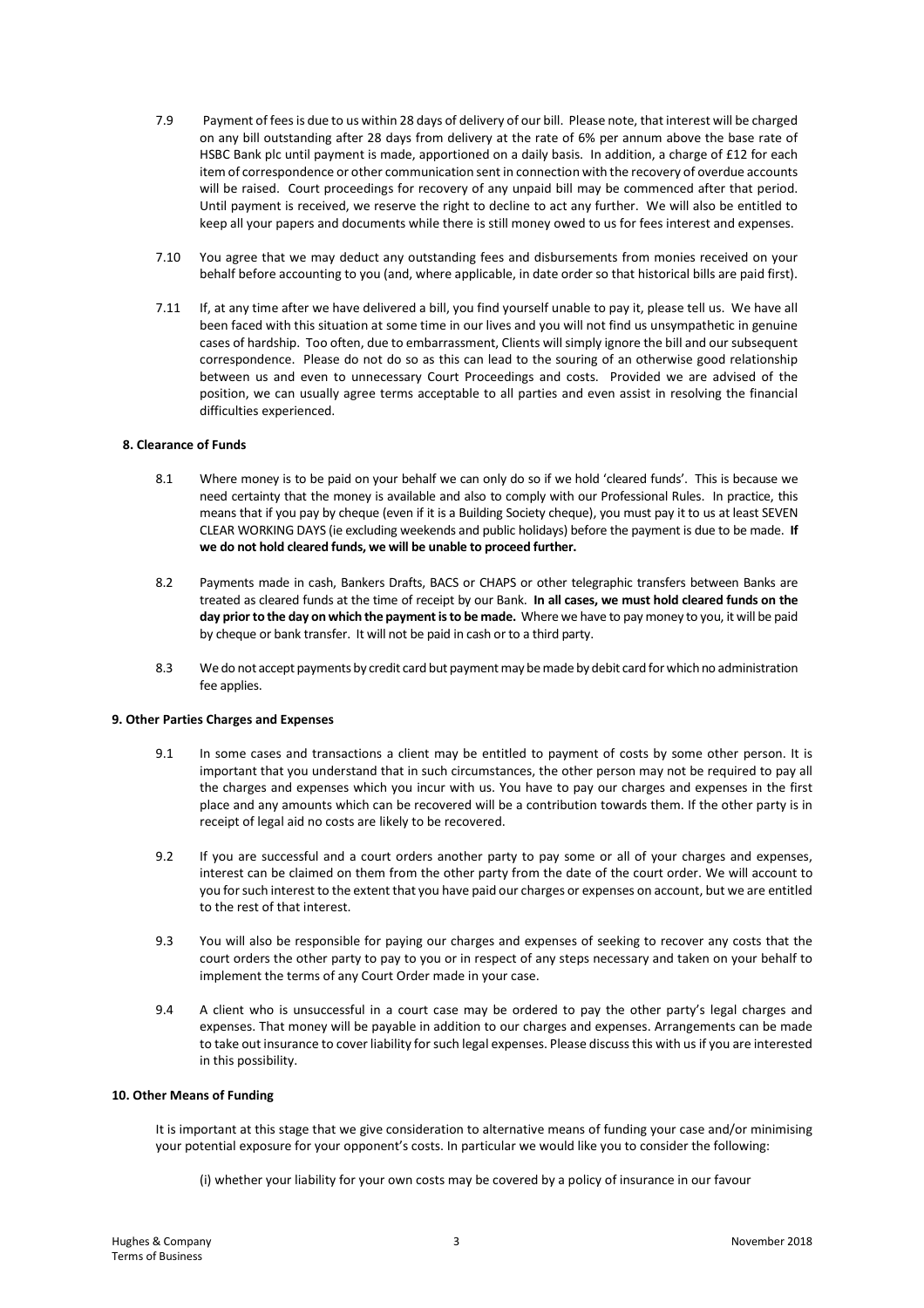7.9 Payment of fees is due to us within 28 days of delivery of our bill. Please note, that interest will be charged on any bill outstanding after 28 days from delivery at the rate of 6% per annum above the base rate of HSBC Bank plc until payment is made, apportioned on a daily basis. In addition, a charge of £12 for each item of correspondence or other communication sent in connection with the recovery of overdue accounts will be raised. Court proceedings for recovery of any unpaid bill may be commenced after that period. Until payment is received, we reserve the right to decline to act any further. We will also be entitled to keep all your papers and documents while there is still money owed to us for fees interest and expenses.

7.10 You agree that we may deduct any outstanding fees and disbursements from monies received on your behalf before accounting to you (and, where applicable, in date order so that historical bills are paid first).

7.11 If, at any time after we have delivered a bill, you find yourself unable to pay it, please tell us. We have all been faced with this situation at some time in our lives and you will not find us unsympathetic in genuine cases of hardship. Too often, due to embarrassment, Clients will simply ignore the bill and our subsequent correspondence. Please do not do so as this can lead to the souring of an otherwise good relationship between us and even to unnecessary Court Proceedings and costs. Provided we are advised of the position, we can usually agree terms acceptable to all parties and even assist in resolving the financial difficulties experienced.

### 8. Clearance of Funds

8.1 Where money is to be paid on your behalf we can only do so if we hold 'cleared funds'. This is because we need certainty that the money is available and also to comply with our Professional Rules. In practice, this means that if you pay by cheque (even if it is a Building Society cheque), you must pay it to us at least SEVEN CLEAR WORKING DAYS (ie excluding weekends and public holidays) before the payment is due to be made. **If we do not hold cleared funds, we will be unable to proceed further.**

8.2 Payments made in cash, Bankers Drafts, BACS or CHAPS or other telegraphic transfers between Banks are treated as cleared funds at the time of receipt by our Bank. **In all cases, we must hold cleared funds on the day prior to the day on which the payment is to be made.** Where we have to pay money to you, it will be paid by cheque or bank transfer. It will not be paid in cash or to a third party.

8.3 We do not accept payments by credit card but payment may be made by debit card for which no administration fee applies.

### 9. Other Parties Charges and Expenses

9.1 In some cases and transactions a client may be entitled to payment of costs by some other person. It is important that you understand that in such circumstances, the other person may not be required to pay all the charges and expenses which you incur with us. You have to pay our charges and expenses in the first place and any amounts which can be recovered will be a contribution towards them. If the other party is in receipt of legal aid no costs are likely to be recovered.

9.2 If you are successful and a court orders another party to pay some or all of your charges and expenses, interest can be claimed on them from the other party from the date of the court order. We will account to you for such interest to the extent that you have paid our charges or expenses on account, but we are entitled to the rest of that interest.

9.3 You will also be responsible for paying our charges and expenses of seeking to recover any costs that the court orders the other party to pay to you or in respect of any steps necessary and taken on your behalf to implement the terms of any Court Order made in your case.

9.4 A client who is unsuccessful in a court case may be ordered to pay the other party's legal charges and expenses. That money will be payable in addition to our charges and expenses. Arrangements can be made to take out insurance to cover liability for such legal expenses. Please discuss this with us if you are interested in this possibility.

### 10. Other Means of Funding

It is important at this stage that we give consideration to alternative means of funding your case and/or minimising your potential exposure for your opponent's costs. In particular we would like you to consider the following:

(i) whether your liability for your own costs may be covered by a policy of insurance in our favour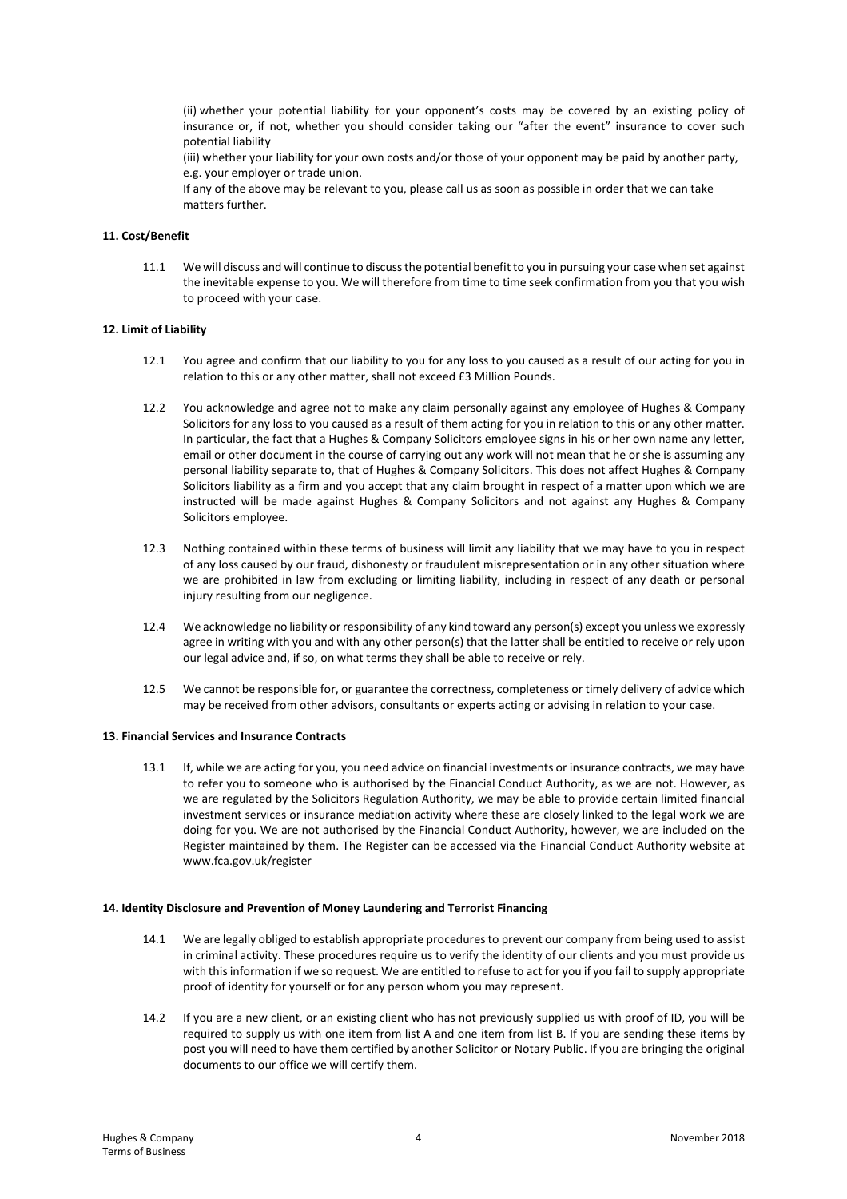(ii) whether your potential liability for your opponent's costs may be covered by an existing policy of insurance or, if not, whether you should consider taking our "after the event" insurance to cover such potential liability

(iii) whether your liability for your own costs and/or those of your opponent may be paid by another party, e.g. your employer or trade union.

If any of the above may be relevant to you, please call us as soon as possible in order that we can take matters further.

**11. Cost/Benefit**

11.1 We will discuss and will continue to discuss the potential benefit to you in pursuing your case when set against the inevitable expense to you. We will therefore from time to time seek confirmation from you that you wish to proceed with your case.

**12. Limit of Liability**

12.1 You agree and confirm that our liability to you for any loss to you caused as a result of our acting for you in relation to this or any other matter, shall not exceed £3 Million Pounds.

12.2 You acknowledge and agree not to make any claim personally against any employee of Hughes & Company Solicitors for any loss to you caused as a result of them acting for you in relation to this or any other matter. In particular, the fact that a Hughes & Company Solicitors employee signs in his or her own name any letter, email or other document in the course of carrying out any work will not mean that he or she is assuming any personal liability separate to, that of Hughes & Company Solicitors. This does not affect Hughes & Company Solicitors liability as a firm and you accept that any claim brought in respect of a matter upon which we are instructed will be made against Hughes & Company Solicitors and not against any Hughes & Company Solicitors employee.

12.3 Nothing contained within these terms of business will limit any liability that we may have to you in respect of any loss caused by our fraud, dishonesty or fraudulent misrepresentation or in any other situation where we are prohibited in law from excluding or limiting liability, including in respect of any death or personal injury resulting from our negligence.

12.4 We acknowledge no liability or responsibility of any kind toward any person(s) except you unless we expressly agree in writing with you and with any other person(s) that the latter shall be entitled to receive or rely upon our legal advice and, if so, on what terms they shall be able to receive or rely.

12.5 We cannot be responsible for, or guarantee the correctness, completeness or timely delivery of advice which may be received from other advisors, consultants or experts acting or advising in relation to your case.

**13. Financial Services and Insurance Contracts**

13.1 If, while we are acting for you, you need advice on financial investments or insurance contracts, we may have to refer you to someone who is authorised by the Financial Conduct Authority, as we are not. However, as we are regulated by the Solicitors Regulation Authority, we may be able to provide certain limited financial investment services or insurance mediation activity where these are closely linked to the legal work we are doing for you. We are not authorised by the Financial Conduct Authority, however, we are included on the Register maintained by them. The Register can be accessed via the Financial Conduct Authority website at www.fca.gov.uk/register

**14. Identity Disclosure and Prevention of Money Laundering and Terrorist Financing**

14.1 We are legally obliged to establish appropriate procedures to prevent our company from being used to assist in criminal activity. These procedures require us to verify the identity of our clients and you must provide us with this information if we so request. We are entitled to refuse to act for you if you fail to supply appropriate proof of identity for yourself or for any person whom you may represent.

14.2 If you are a new client, or an existing client who has not previously supplied us with proof of ID, you will be required to supply us with one item from list A and one item from list B. If you are sending these items by post you will need to have them certified by another Solicitor or Notary Public. If you are bringing the original documents to our office we will certify them.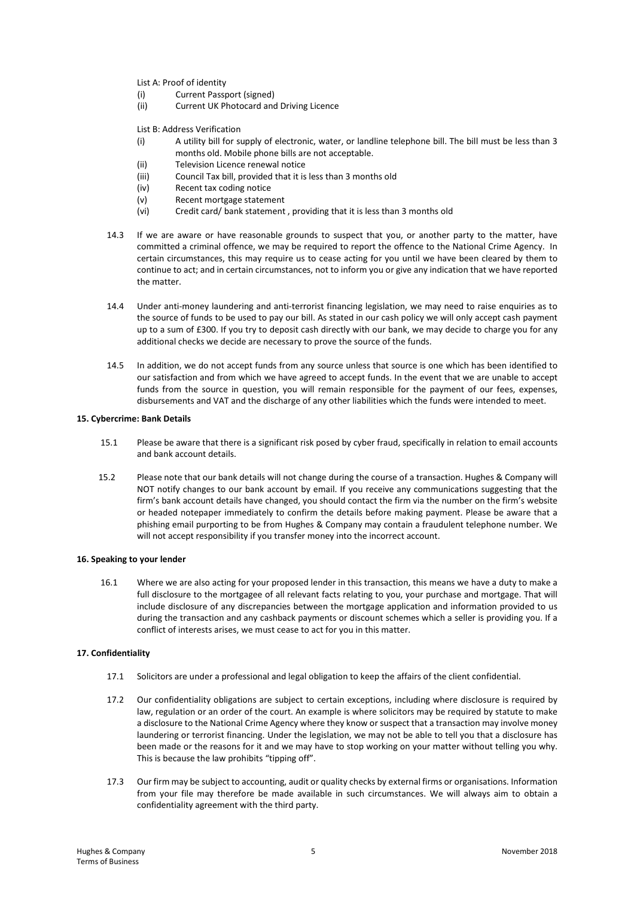List A: Proof of identity

- (i) Current Passport (signed)
- (ii) Current UK Photocard and Driving Licence

List B: Address Verification

- (i) A utility bill for supply of electronic, water, or landline telephone bill. The bill must be less than 3 months old. Mobile phone bills are not acceptable.
- (ii) Television Licence renewal notice
- (iii) Council Tax bill, provided that it is less than 3 months old
- (iv) Recent tax coding notice
- (v) Recent mortgage statement
- (vi) Credit card/ bank statement , providing that it is less than 3 months old

14.3 If we are aware or have reasonable grounds to suspect that you, or another party to the matter, have committed a criminal offence, we may be required to report the offence to the National Crime Agency. In certain circumstances, this may require us to cease acting for you until we have been cleared by them to continue to act; and in certain circumstances, not to inform you or give any indication that we have reported the matter.

14.4 Under anti-money laundering and anti-terrorist financing legislation, we may need to raise enquiries as to the source of funds to be used to pay our bill. As stated in our cash policy we will only accept cash payment up to a sum of £300. If you try to deposit cash directly with our bank, we may decide to charge you for any additional checks we decide are necessary to prove the source of the funds.

14.5 In addition, we do not accept funds from any source unless that source is one which has been identified to our satisfaction and from which we have agreed to accept funds. In the event that we are unable to accept funds from the source in question, you will remain responsible for the payment of our fees, expenses, disbursements and VAT and the discharge of any other liabilities which the funds were intended to meet.

**15. Cybercrime: Bank Details**

15.1 Please be aware that there is a significant risk posed by cyber fraud, specifically in relation to email accounts and bank account details.

15.2 Please note that our bank details will not change during the course of a transaction. Hughes & Company will NOT notify changes to our bank account by email. If you receive any communications suggesting that the firm's bank account details have changed, you should contact the firm via the number on the firm's website or headed notepaper immediately to confirm the details before making payment. Please be aware that a phishing email purporting to be from Hughes & Company may contain a fraudulent telephone number. We will not accept responsibility if you transfer money into the incorrect account.

**16. Speaking to your lender**

16.1 Where we are also acting for your proposed lender in this transaction, this means we have a duty to make a full disclosure to the mortgagee of all relevant facts relating to you, your purchase and mortgage. That will include disclosure of any discrepancies between the mortgage application and information provided to us during the transaction and any cashback payments or discount schemes which a seller is providing you. If a conflict of interests arises, we must cease to act for you in this matter.

**17. Confidentiality**

17.1 Solicitors are under a professional and legal obligation to keep the affairs of the client confidential.

17.2 Our confidentiality obligations are subject to certain exceptions, including where disclosure is required by law, regulation or an order of the court. An example is where solicitors may be required by statute to make a disclosure to the National Crime Agency where they know or suspect that a transaction may involve money laundering or terrorist financing. Under the legislation, we may not be able to tell you that a disclosure has been made or the reasons for it and we may have to stop working on your matter without telling you why. This is because the law prohibits "tipping off".

17.3 Our firm may be subject to accounting, audit or quality checks by external firms or organisations. Information from your file may therefore be made available in such circumstances. We will always aim to obtain a confidentiality agreement with the third party.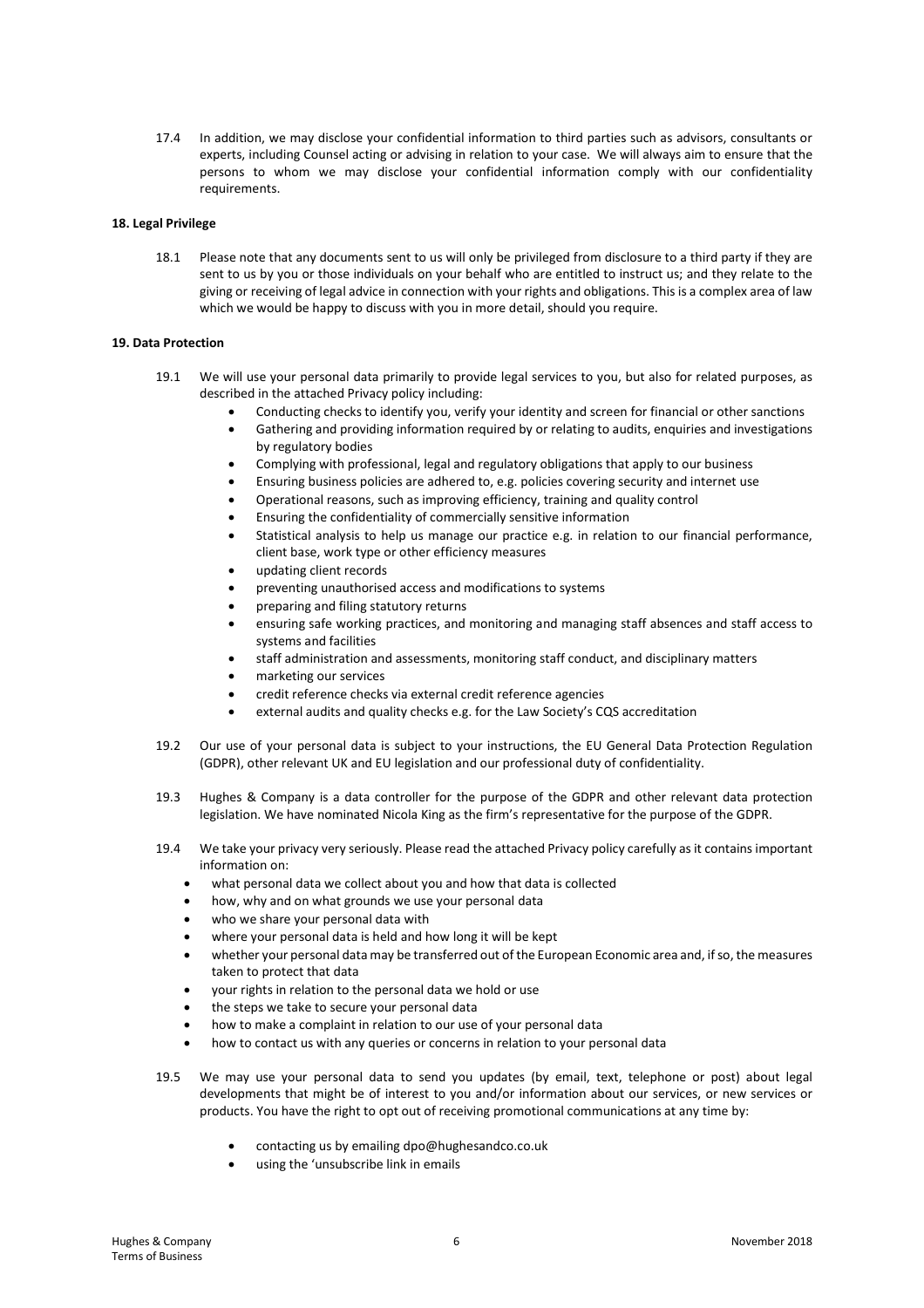17.4 In addition, we may disclose your confidential information to third parties such as advisors, consultants or experts, including Counsel acting or advising in relation to your case. We will always aim to ensure that the persons to whom we may disclose your confidential information comply with our confidentiality requirements.

**18. Legal Privilege**

18.1 Please note that any documents sent to us will only be privileged from disclosure to a third party if they are sent to us by you or those individuals on your behalf who are entitled to instruct us; and they relate to the giving or receiving of legal advice in connection with your rights and obligations. This is a complex area of law which we would be happy to discuss with you in more detail, should you require.

**19. Data Protection**

19.1 We will use your personal data primarily to provide legal services to you, but also for related purposes, as described in the attached Privacy policy including:

- Conducting checks to identify you, verify your identity and screen for financial or other sanctions
- Gathering and providing information required by or relating to audits, enquiries and investigations by regulatory bodies
- Complying with professional, legal and regulatory obligations that apply to our business
- Ensuring business policies are adhered to, e.g. policies covering security and internet use
- Operational reasons, such as improving efficiency, training and quality control
- Ensuring the confidentiality of commercially sensitive information
- Statistical analysis to help us manage our practice e.g. in relation to our financial performance, client base, work type or other efficiency measures
- updating client records
- preventing unauthorised access and modifications to systems
- preparing and filing statutory returns
- ensuring safe working practices, and monitoring and managing staff absences and staff access to systems and facilities
- staff administration and assessments, monitoring staff conduct, and disciplinary matters
- marketing our services
- credit reference checks via external credit reference agencies
- external audits and quality checks e.g. for the Law Society's CQS accreditation

19.2 Our use of your personal data is subject to your instructions, the EU General Data Protection Regulation (GDPR), other relevant UK and EU legislation and our professional duty of confidentiality.

19.3 Hughes & Company is a data controller for the purpose of the GDPR and other relevant data protection legislation. We have nominated Nicola King as the firm's representative for the purpose of the GDPR.

19.4 We take your privacy very seriously. Please read the attached Privacy policy carefully as it contains important information on:

- what personal data we collect about you and how that data is collected
- how, why and on what grounds we use your personal data
- who we share your personal data with
- where your personal data is held and how long it will be kept
- whether your personal data may be transferred out of the European Economic area and, if so, the measures taken to protect that data
- your rights in relation to the personal data we hold or use
- the steps we take to secure your personal data
- how to make a complaint in relation to our use of your personal data
- how to contact us with any queries or concerns in relation to your personal data

19.5 We may use your personal data to send you updates (by email, text, telephone or post) about legal developments that might be of interest to you and/or information about our services, or new services or products. You have the right to opt out of receiving promotional communications at any time by:

- contacting us by emailing dpo@hughesandco.co.uk
- using the 'unsubscribe link in emails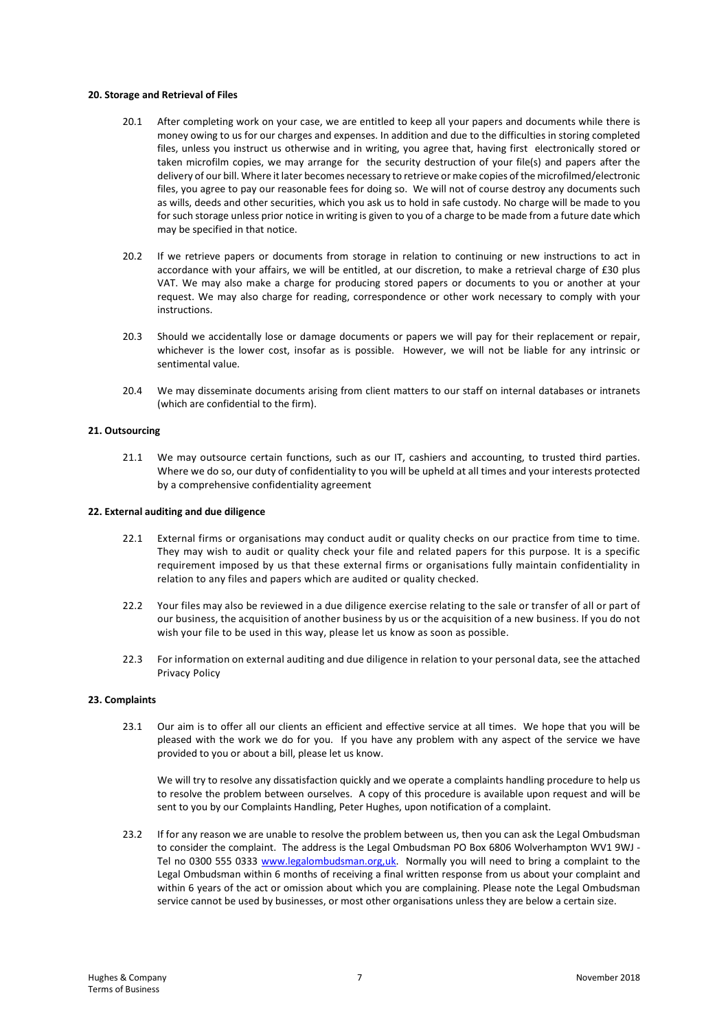#### 20. Storage and Retrieval of Files

20.1 After completing work on your case, we are entitled to keep all your papers and documents while there is money owing to us for our charges and expenses. In addition and due to the difficulties in storing completed files, unless you instruct us otherwise and in writing, you agree that, having first electronically stored or taken microfilm copies, we may arrange for the security destruction of your file(s) and papers after the delivery of our bill. Where it later becomes necessary to retrieve or make copies of the microfilmed/electronic files, you agree to pay our reasonable fees for doing so. We will not of course destroy any documents such as wills, deeds and other securities, which you ask us to hold in safe custody. No charge will be made to you for such storage unless prior notice in writing is given to you of a charge to be made from a future date which may be specified in that notice.

20.2 If we retrieve papers or documents from storage in relation to continuing or new instructions to act in accordance with your affairs, we will be entitled, at our discretion, to make a retrieval charge of £30 plus VAT. We may also make a charge for producing stored papers or documents to you or another at your request. We may also charge for reading, correspondence or other work necessary to comply with your instructions.

20.3 Should we accidentally lose or damage documents or papers we will pay for their replacement or repair, whichever is the lower cost, insofar as is possible. However, we will not be liable for any intrinsic or sentimental value.

20.4 We may disseminate documents arising from client matters to our staff on internal databases or intranets (which are confidential to the firm).

#### 21. Outsourcing

21.1 We may outsource certain functions, such as our IT, cashiers and accounting, to trusted third parties. Where we do so, our duty of confidentiality to you will be upheld at all times and your interests protected by a comprehensive confidentiality agreement

#### 22. External auditing and due diligence

22.1 External firms or organisations may conduct audit or quality checks on our practice from time to time. They may wish to audit or quality check your file and related papers for this purpose. It is a specific requirement imposed by us that these external firms or organisations fully maintain confidentiality in relation to any files and papers which are audited or quality checked.

22.2 Your files may also be reviewed in a due diligence exercise relating to the sale or transfer of all or part of our business, the acquisition of another business by us or the acquisition of a new business. If you do not wish your file to be used in this way, please let us know as soon as possible.

22.3 For information on external auditing and due diligence in relation to your personal data, see the attached Privacy Policy

#### 23. Complaints

23.1 Our aim is to offer all our clients an efficient and effective service at all times. We hope that you will be pleased with the work we do for you. If you have any problem with any aspect of the service we have provided to you or about a bill, please let us know.

We will try to resolve any dissatisfaction quickly and we operate a complaints handling procedure to help us to resolve the problem between ourselves. A copy of this procedure is available upon request and will be sent to you by our Complaints Handling, Peter Hughes, upon notification of a complaint.

23.2 If for any reason we are unable to resolve the problem between us, then you can ask the Legal Ombudsman to consider the complaint. The address is the Legal Ombudsman PO Box 6806 Wolverhampton WV1 9WJ - Tel no 0300 555 0333 www.legalombudsman.org,uk. Normally you will need to bring a complaint to the Legal Ombudsman within 6 months of receiving a final written response from us about your complaint and within 6 years of the act or omission about which you are complaining. Please note the Legal Ombudsman service cannot be used by businesses, or most other organisations unless they are below a certain size.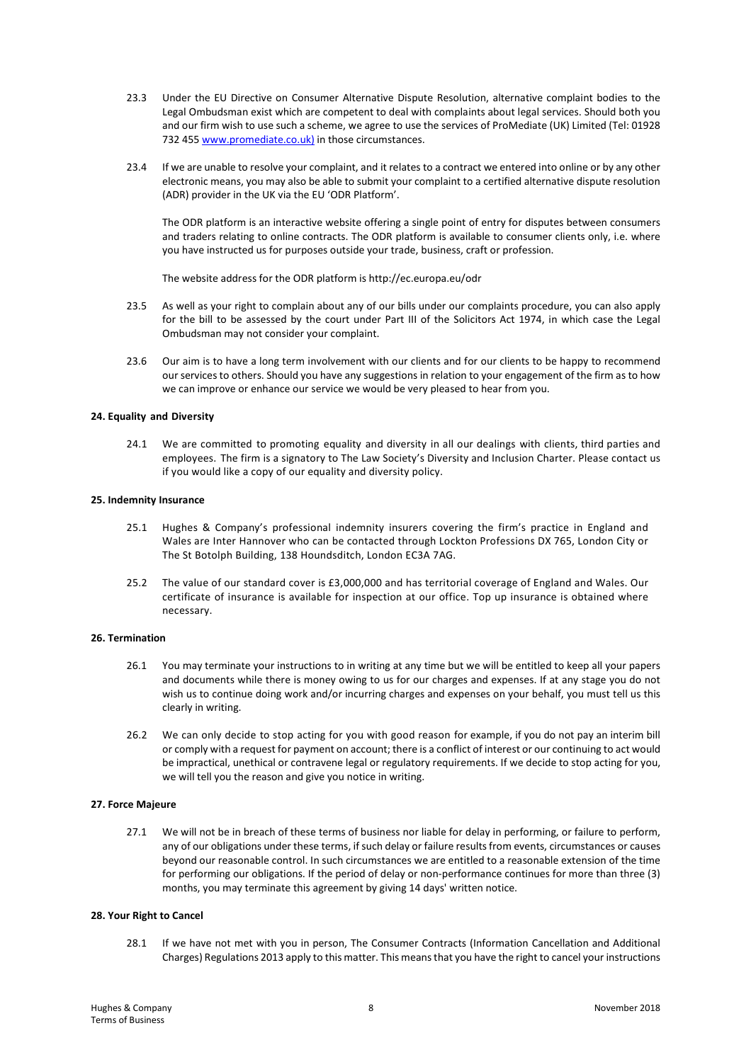23.3 Under the EU Directive on Consumer Alternative Dispute Resolution, alternative complaint bodies to the Legal Ombudsman exist which are competent to deal with complaints about legal services. Should both you and our firm wish to use such a scheme, we agree to use the services of ProMediate (UK) Limited (Tel: 01928 732 455 www.promediate.co.uk) in those circumstances.

23.4 If we are unable to resolve your complaint, and it relates to a contract we entered into online or by any other electronic means, you may also be able to submit your complaint to a certified alternative dispute resolution (ADR) provider in the UK via the EU 'ODR Platform'.

The ODR platform is an interactive website offering a single point of entry for disputes between consumers and traders relating to online contracts. The ODR platform is available to consumer clients only, i.e. where you have instructed us for purposes outside your trade, business, craft or profession.

The website address for the ODR platform is http://ec.europa.eu/odr

23.5 As well as your right to complain about any of our bills under our complaints procedure, you can also apply for the bill to be assessed by the court under Part III of the Solicitors Act 1974, in which case the Legal Ombudsman may not consider your complaint.

23.6 Our aim is to have a long term involvement with our clients and for our clients to be happy to recommend our services to others. Should you have any suggestions in relation to your engagement of the firm as to how we can improve or enhance our service we would be very pleased to hear from you.

**24. Equality and Diversity**

24.1 We are committed to promoting equality and diversity in all our dealings with clients, third parties and employees. The firm is a signatory to The Law Society's Diversity and Inclusion Charter. Please contact us if you would like a copy of our equality and diversity policy.

**25. Indemnity Insurance**

25.1 Hughes & Company's professional indemnity insurers covering the firm's practice in England and Wales are Inter Hannover who can be contacted through Lockton Professions DX 765, London City or The St Botolph Building, 138 Houndsditch, London EC3A 7AG.

25.2 The value of our standard cover is £3,000,000 and has territorial coverage of England and Wales. Our certificate of insurance is available for inspection at our office. Top up insurance is obtained where necessary.

**26. Termination**

26.1 You may terminate your instructions to in writing at any time but we will be entitled to keep all your papers and documents while there is money owing to us for our charges and expenses. If at any stage you do not wish us to continue doing work and/or incurring charges and expenses on your behalf, you must tell us this clearly in writing.

26.2 We can only decide to stop acting for you with good reason for example, if you do not pay an interim bill or comply with a request for payment on account; there is a conflict of interest or our continuing to act would be impractical, unethical or contravene legal or regulatory requirements. If we decide to stop acting for you, we will tell you the reason and give you notice in writing.

**27. Force Majeure**

27.1 We will not be in breach of these terms of business nor liable for delay in performing, or failure to perform, any of our obligations under these terms, if such delay or failure results from events, circumstances or causes beyond our reasonable control. In such circumstances we are entitled to a reasonable extension of the time for performing our obligations. If the period of delay or non-performance continues for more than three (3) months, you may terminate this agreement by giving 14 days' written notice.

**28. Your Right to Cancel**

28.1 If we have not met with you in person, The Consumer Contracts (Information Cancellation and Additional Charges) Regulations 2013 apply to this matter. This means that you have the right to cancel your instructions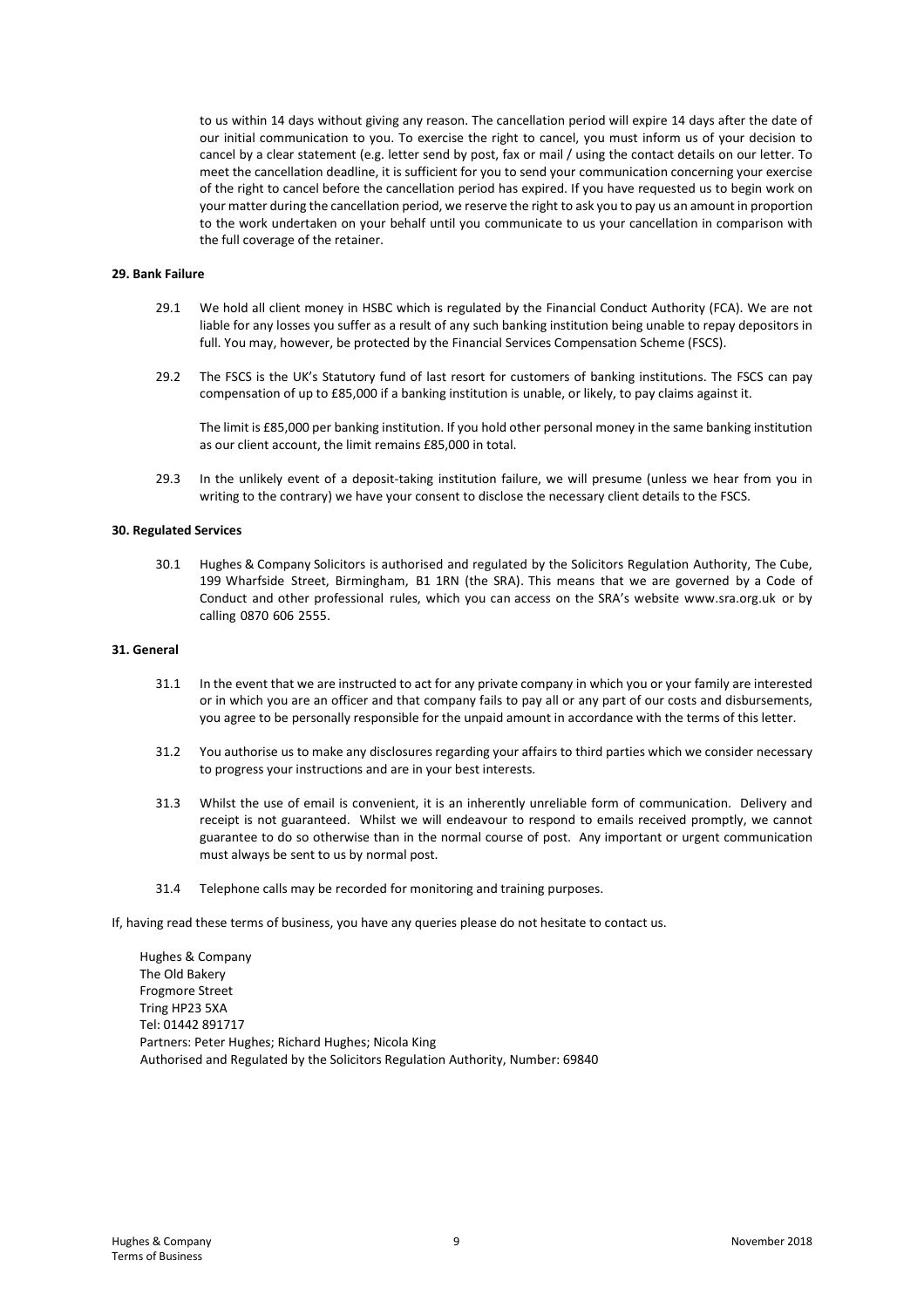to us within 14 days without giving any reason. The cancellation period will expire 14 days after the date of our initial communication to you. To exercise the right to cancel, you must inform us of your decision to cancel by a clear statement (e.g. letter send by post, fax or mail / using the contact details on our letter. To meet the cancellation deadline, it is sufficient for you to send your communication concerning your exercise of the right to cancel before the cancellation period has expired. If you have requested us to begin work on your matter during the cancellation period, we reserve the right to ask you to pay us an amount in proportion to the work undertaken on your behalf until you communicate to us your cancellation in comparison with the full coverage of the retainer.

**29. Bank Failure**

29.1 We hold all client money in HSBC which is regulated by the Financial Conduct Authority (FCA). We are not liable for any losses you suffer as a result of any such banking institution being unable to repay depositors in full. You may, however, be protected by the Financial Services Compensation Scheme (FSCS).

29.2 The FSCS is the UK's Statutory fund of last resort for customers of banking institutions. The FSCS can pay compensation of up to £85,000 if a banking institution is unable, or likely, to pay claims against it.

The limit is £85,000 per banking institution. If you hold other personal money in the same banking institution as our client account, the limit remains £85,000 in total.

29.3 In the unlikely event of a deposit-taking institution failure, we will presume (unless we hear from you in writing to the contrary) we have your consent to disclose the necessary client details to the FSCS.

**30. Regulated Services**

30.1 Hughes & Company Solicitors is authorised and regulated by the Solicitors Regulation Authority, The Cube, 199 Wharfside Street, Birmingham, B1 1RN (the SRA). This means that we are governed by a Code of Conduct and other professional rules, which you can access on the SRA's website www.sra.org.uk or by calling 0870 606 2555.

**31. General**

31.1 In the event that we are instructed to act for any private company in which you or your family are interested or in which you are an officer and that company fails to pay all or any part of our costs and disbursements, you agree to be personally responsible for the unpaid amount in accordance with the terms of this letter.

31.2 You authorise us to make any disclosures regarding your affairs to third parties which we consider necessary to progress your instructions and are in your best interests.

31.3 Whilst the use of email is convenient, it is an inherently unreliable form of communication. Delivery and receipt is not guaranteed. Whilst we will endeavour to respond to emails received promptly, we cannot guarantee to do so otherwise than in the normal course of post. Any important or urgent communication must always be sent to us by normal post.

31.4 Telephone calls may be recorded for monitoring and training purposes.

If, having read these terms of business, you have any queries please do not hesitate to contact us.

Hughes & Company
The Old Bakery
Frogmore Street
Tring HP23 5XA
Tel: 01442 891717
Partners: Peter Hughes; Richard Hughes; Nicola King
Authorised and Regulated by the Solicitors Regulation Authority, Number: 69840